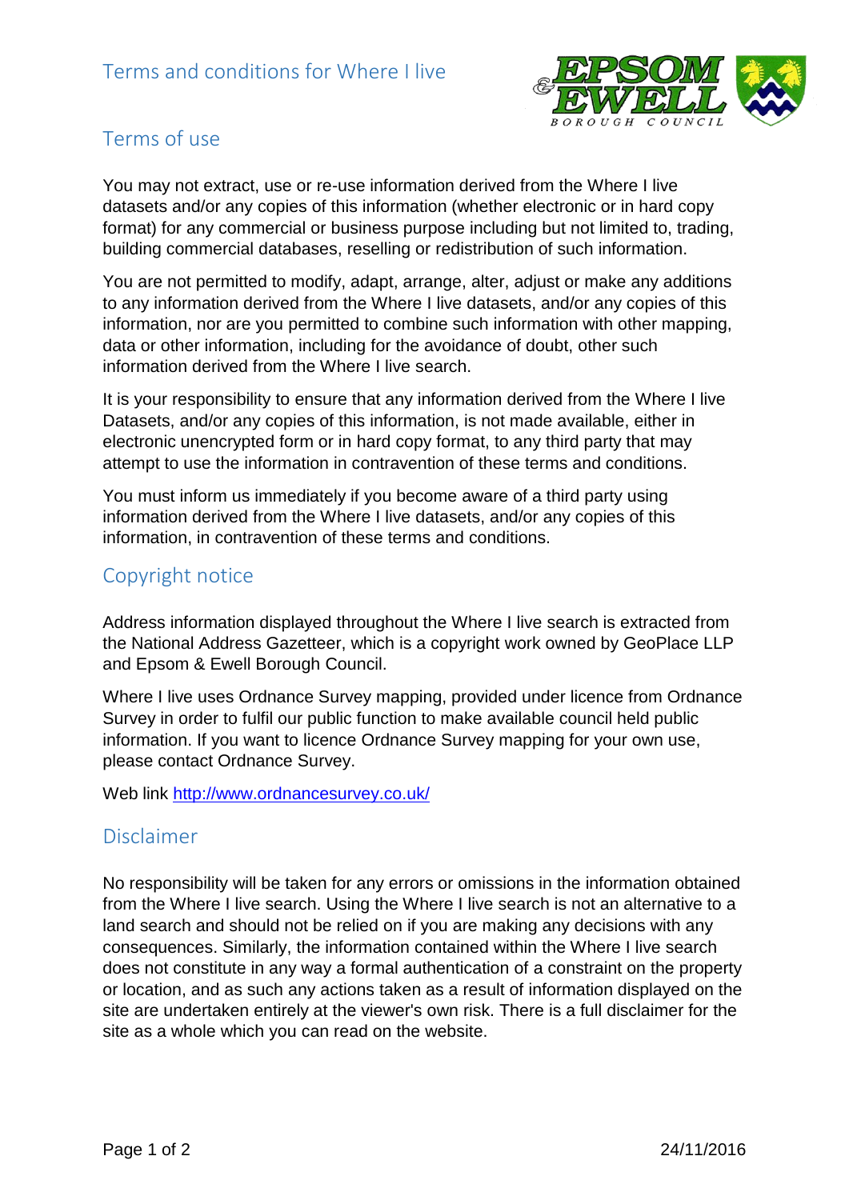# Terms and conditions for Where I live

## Terms of use

You may not extract, use or re-use information derived from the Where I live datasets and/or any copies of this information (whether electronic or in hard copy format) for any commercial or business purpose including but not limited to, trading, building commercial databases, reselling or redistribution of such information.

You are not permitted to modify, adapt, arrange, alter, adjust or make any additions to any information derived from the Where I live datasets, and/or any copies of this information, nor are you permitted to combine such information with other mapping, data or other information, including for the avoidance of doubt, other such information derived from the Where I live search.

It is your responsibility to ensure that any information derived from the Where I live Datasets, and/or any copies of this information, is not made available, either in electronic unencrypted form or in hard copy format, to any third party that may attempt to use the information in contravention of these terms and conditions.

You must inform us immediately if you become aware of a third party using information derived from the Where I live datasets, and/or any copies of this information, in contravention of these terms and conditions.

## Copyright notice

Address information displayed throughout the Where I live search is extracted from the National Address Gazetteer, which is a copyright work owned by GeoPlace LLP and Epsom & Ewell Borough Council.

Where I live uses Ordnance Survey mapping, provided under licence from Ordnance Survey in order to fulfil our public function to make available council held public information. If you want to licence Ordnance Survey mapping for your own use, please contact Ordnance Survey.

Web link [http://www.ordnancesurvey.co.uk/](http://www.ordnancesurvey.co.uk/)

## Disclaimer

No responsibility will be taken for any errors or omissions in the information obtained from the Where I live search. Using the Where I live search is not an alternative to a land search and should not be relied on if you are making any decisions with any consequences. Similarly, the information contained within the Where I live search does not constitute in any way a formal authentication of a constraint on the property or location, and as such any actions taken as a result of information displayed on the site are undertaken entirely at the viewer's own risk. There is a full disclaimer for the site as a whole which you can read on the website.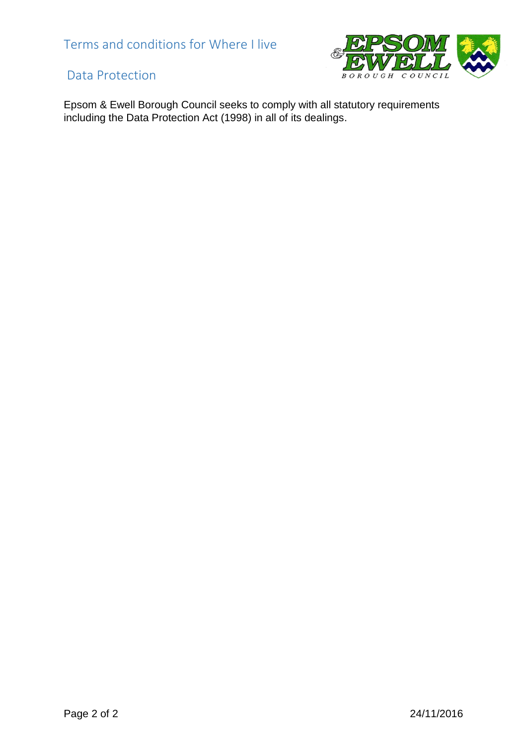# Terms and conditions for Where I live

## Data Protection

Epsom & Ewell Borough Council seeks to comply with all statutory requirements including the Data Protection Act (1998) in all of its dealings.